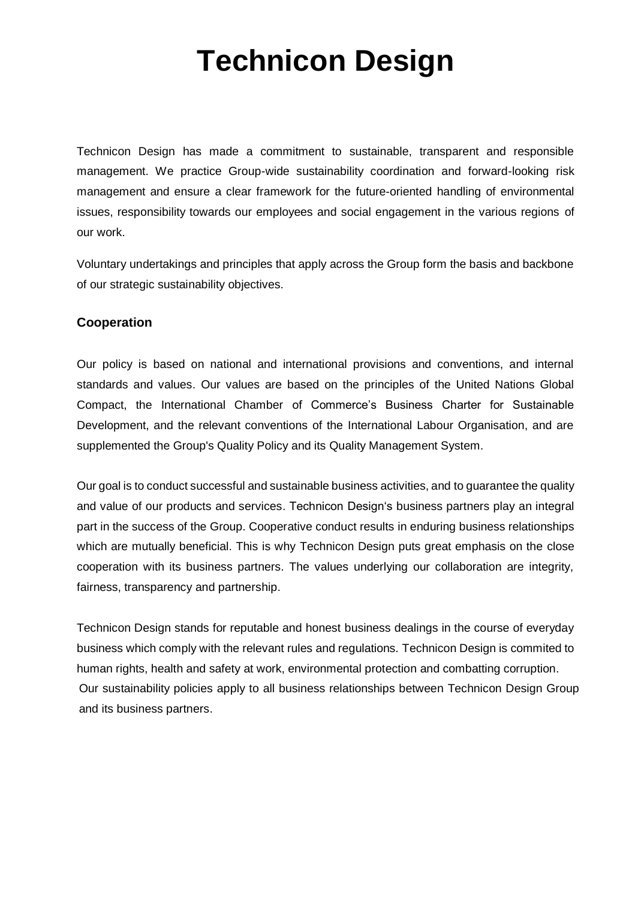# Technicon Design

Technicon Design has made a commitment to sustainable, transparent and responsible management. We practice Group-wide sustainability coordination and forward-looking risk management and ensure a clear framework for the future-oriented handling of environmental issues, responsibility towards our employees and social engagement in the various regions of our work.

Voluntary undertakings and principles that apply across the Group form the basis and backbone of our strategic sustainability objectives.

### Cooperation

Our policy is based on national and international provisions and conventions, and internal standards and values. Our values are based on the principles of the United Nations Global Compact, the International Chamber of Commerce's Business Charter for Sustainable Development, and the relevant conventions of the International Labour Organisation, and are supplemented the Group's Quality Policy and its Quality Management System.

Our goal is to conduct successful and sustainable business activities, and to guarantee the quality and value of our products and services. Technicon Design's business partners play an integral part in the success of the Group. Cooperative conduct results in enduring business relationships which are mutually beneficial. This is why Technicon Design puts great emphasis on the close cooperation with its business partners. The values underlying our collaboration are integrity, fairness, transparency and partnership.

Technicon Design stands for reputable and honest business dealings in the course of everyday business which comply with the relevant rules and regulations. Technicon Design is commited to human rights, health and safety at work, environmental protection and combatting corruption. Our sustainability policies apply to all business relationships between Technicon Design Group and its business partners.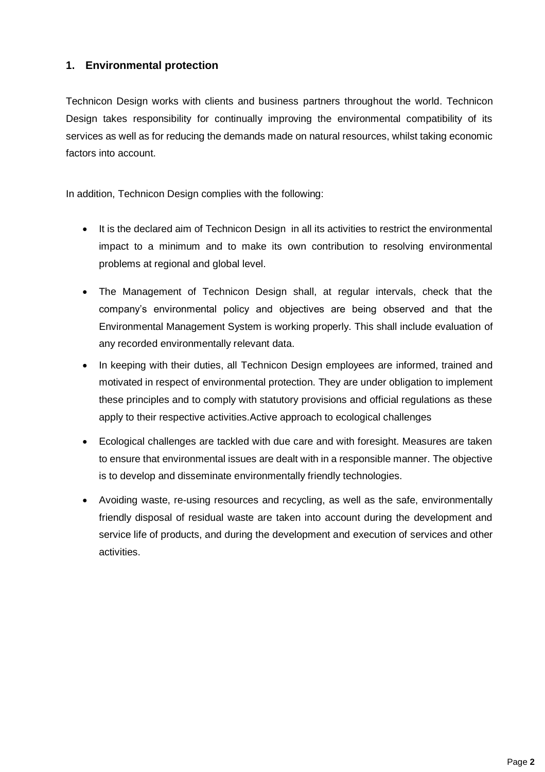## 1. Environmental protection

Technicon Design works with clients and business partners throughout the world. Technicon Design takes responsibility for continually improving the environmental compatibility of its services as well as for reducing the demands made on natural resources, whilst taking economic factors into account.

In addition, Technicon Design complies with the following:

- It is the declared aim of Technicon Design in all its activities to restrict the environmental impact to a minimum and to make its own contribution to resolving environmental problems at regional and global level.
- The Management of Technicon Design shall, at regular intervals, check that the company's environmental policy and objectives are being observed and that the Environmental Management System is working properly. This shall include evaluation of any recorded environmentally relevant data.
- In keeping with their duties, all Technicon Design employees are informed, trained and motivated in respect of environmental protection. They are under obligation to implement these principles and to comply with statutory provisions and official regulations as these apply to their respective activities.Active approach to ecological challenges
- Ecological challenges are tackled with due care and with foresight. Measures are taken to ensure that environmental issues are dealt with in a responsible manner. The objective is to develop and disseminate environmentally friendly technologies.
- Avoiding waste, re-using resources and recycling, as well as the safe, environmentally friendly disposal of residual waste are taken into account during the development and service life of products, and during the development and execution of services and other activities.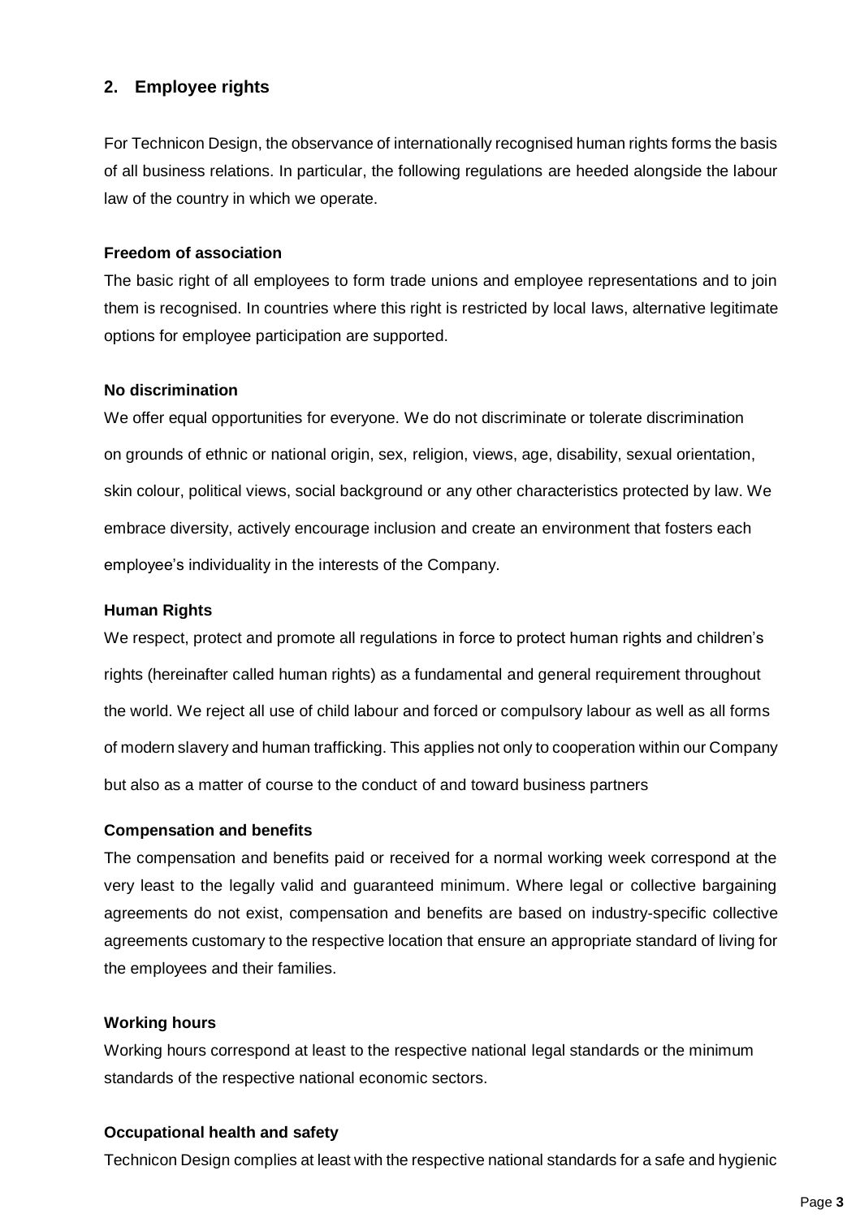## 2. Employee rights

For Technicon Design, the observance of internationally recognised human rights forms the basis of all business relations. In particular, the following regulations are heeded alongside the labour law of the country in which we operate.

**Freedom of association**

The basic right of all employees to form trade unions and employee representations and to join them is recognised. In countries where this right is restricted by local laws, alternative legitimate options for employee participation are supported.

**No discrimination**

We offer equal opportunities for everyone. We do not discriminate or tolerate discrimination on grounds of ethnic or national origin, sex, religion, views, age, disability, sexual orientation, skin colour, political views, social background or any other characteristics protected by law. We embrace diversity, actively encourage inclusion and create an environment that fosters each employee's individuality in the interests of the Company.

**Human Rights**

We respect, protect and promote all regulations in force to protect human rights and children's rights (hereinafter called human rights) as a fundamental and general requirement throughout the world. We reject all use of child labour and forced or compulsory labour as well as all forms of modern slavery and human trafficking. This applies not only to cooperation within our Company but also as a matter of course to the conduct of and toward business partners

**Compensation and benefits**

The compensation and benefits paid or received for a normal working week correspond at the very least to the legally valid and guaranteed minimum. Where legal or collective bargaining agreements do not exist, compensation and benefits are based on industry-specific collective agreements customary to the respective location that ensure an appropriate standard of living for the employees and their families.

**Working hours**

Working hours correspond at least to the respective national legal standards or the minimum standards of the respective national economic sectors.

**Occupational health and safety**

Technicon Design complies at least with the respective national standards for a safe and hygienic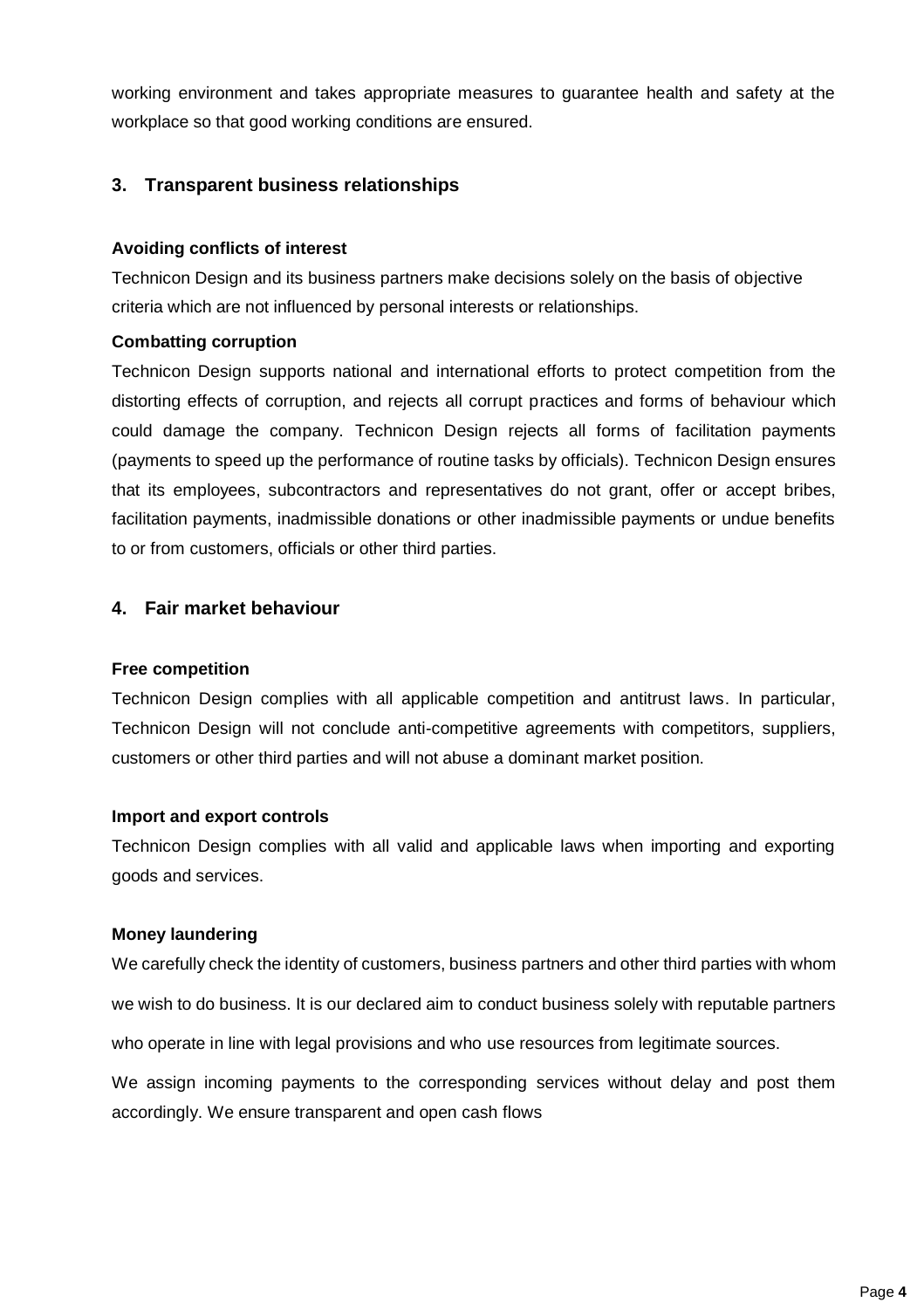working environment and takes appropriate measures to guarantee health and safety at the workplace so that good working conditions are ensured.

## 3. Transparent business relationships

**Avoiding conflicts of interest**

Technicon Design and its business partners make decisions solely on the basis of objective criteria which are not influenced by personal interests or relationships.

**Combatting corruption**

Technicon Design supports national and international efforts to protect competition from the distorting effects of corruption, and rejects all corrupt practices and forms of behaviour which could damage the company. Technicon Design rejects all forms of facilitation payments (payments to speed up the performance of routine tasks by officials). Technicon Design ensures that its employees, subcontractors and representatives do not grant, offer or accept bribes, facilitation payments, inadmissible donations or other inadmissible payments or undue benefits to or from customers, officials or other third parties.

## 4. Fair market behaviour

**Free competition**

Technicon Design complies with all applicable competition and antitrust laws. In particular, Technicon Design will not conclude anti-competitive agreements with competitors, suppliers, customers or other third parties and will not abuse a dominant market position.

**Import and export controls**

Technicon Design complies with all valid and applicable laws when importing and exporting goods and services.

**Money laundering**

We carefully check the identity of customers, business partners and other third parties with whom we wish to do business. It is our declared aim to conduct business solely with reputable partners who operate in line with legal provisions and who use resources from legitimate sources.

We assign incoming payments to the corresponding services without delay and post them accordingly. We ensure transparent and open cash flows